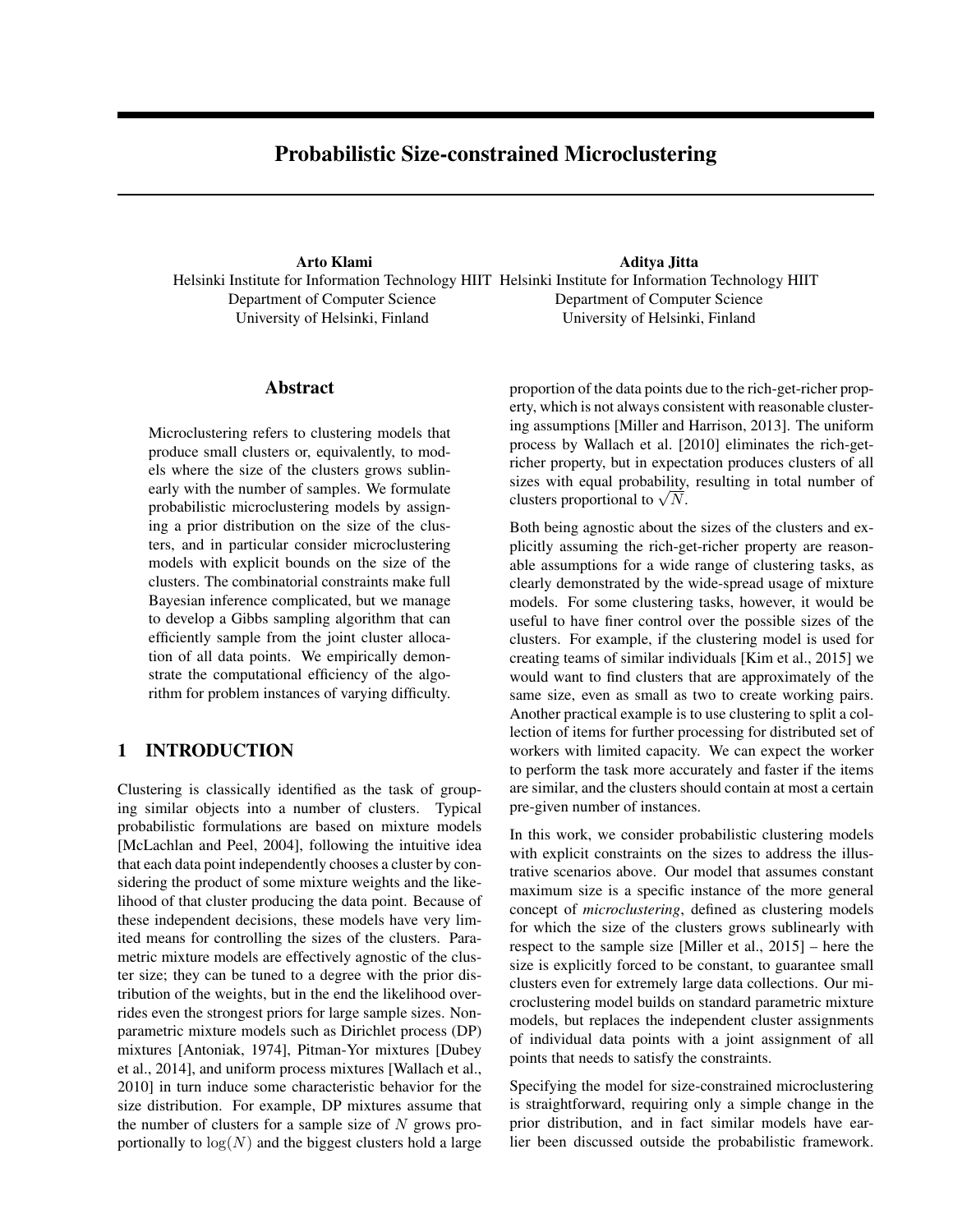# Probabilistic Size-constrained Microclustering

**Arto Klami**
Helsinki Institute for Information Technology HIIT
Department of Computer Science
University of Helsinki, Finland

**Aditya Jitta**
Helsinki Institute for Information Technology HIIT
Department of Computer Science
University of Helsinki, Finland

## Abstract

Microclustering refers to clustering models that produce small clusters or, equivalently, to models where the size of the clusters grows sublinearly with the number of samples. We formulate probabilistic microclustering models by assigning a prior distribution on the size of the clusters, and in particular consider microclustering models with explicit bounds on the size of the clusters. The combinatorial constraints make full Bayesian inference complicated, but we manage to develop a Gibbs sampling algorithm that can efficiently sample from the joint cluster allocation of all data points. We empirically demonstrate the computational efficiency of the algorithm for problem instances of varying difficulty.

## 1 INTRODUCTION

Clustering is classically identified as the task of grouping similar objects into a number of clusters. Typical probabilistic formulations are based on mixture models [McLachlan and Peel, 2004], following the intuitive idea that each data point independently chooses a cluster by considering the product of some mixture weights and the likelihood of that cluster producing the data point. Because of these independent decisions, these models have very limited means for controlling the sizes of the clusters. Parametric mixture models are effectively agnostic of the cluster size; they can be tuned to a degree with the prior distribution of the weights, but in the end the likelihood overrides even the strongest priors for large sample sizes. Nonparametric mixture models such as Dirichlet process (DP) mixtures [Antoniak, 1974], Pitman-Yor mixtures [Dubey et al., 2014], and uniform process mixtures [Wallach et al., 2010] in turn induce some characteristic behavior for the size distribution. For example, DP mixtures assume that the number of clusters for a sample size of $N$ grows proportionally to $\log(N)$ and the biggest clusters hold a large proportion of the data points due to the rich-get-richer property, which is not always consistent with reasonable clustering assumptions [Miller and Harrison, 2013]. The uniform process by Wallach et al. [2010] eliminates the rich-get-richer property, but in expectation produces clusters of all sizes with equal probability, resulting in total number of clusters proportional to $\sqrt{N}$.

Both being agnostic about the sizes of the clusters and explicitly assuming the rich-get-richer property are reasonable assumptions for a wide range of clustering tasks, as clearly demonstrated by the wide-spread usage of mixture models. For some clustering tasks, however, it would be useful to have finer control over the possible sizes of the clusters. For example, if the clustering model is used for creating teams of similar individuals [Kim et al., 2015] we would want to find clusters that are approximately of the same size, even as small as two to create working pairs. Another practical example is to use clustering to split a collection of items for further processing for distributed set of workers with limited capacity. We can expect the worker to perform the task more accurately and faster if the items are similar, and the clusters should contain at most a certain pre-given number of instances.

In this work, we consider probabilistic clustering models with explicit constraints on the sizes to address the illustrative scenarios above. Our model that assumes constant maximum size is a specific instance of the more general concept of *microclustering*, defined as clustering models for which the size of the clusters grows sublinearly with respect to the sample size [Miller et al., 2015] – here the size is explicitly forced to be constant, to guarantee small clusters even for extremely large data collections. Our microclustering model builds on standard parametric mixture models, but replaces the independent cluster assignments of individual data points with a joint assignment of all points that needs to satisfy the constraints.

Specifying the model for size-constrained microclustering is straightforward, requiring only a simple change in the prior distribution, and in fact similar models have earlier been discussed outside the probabilistic framework.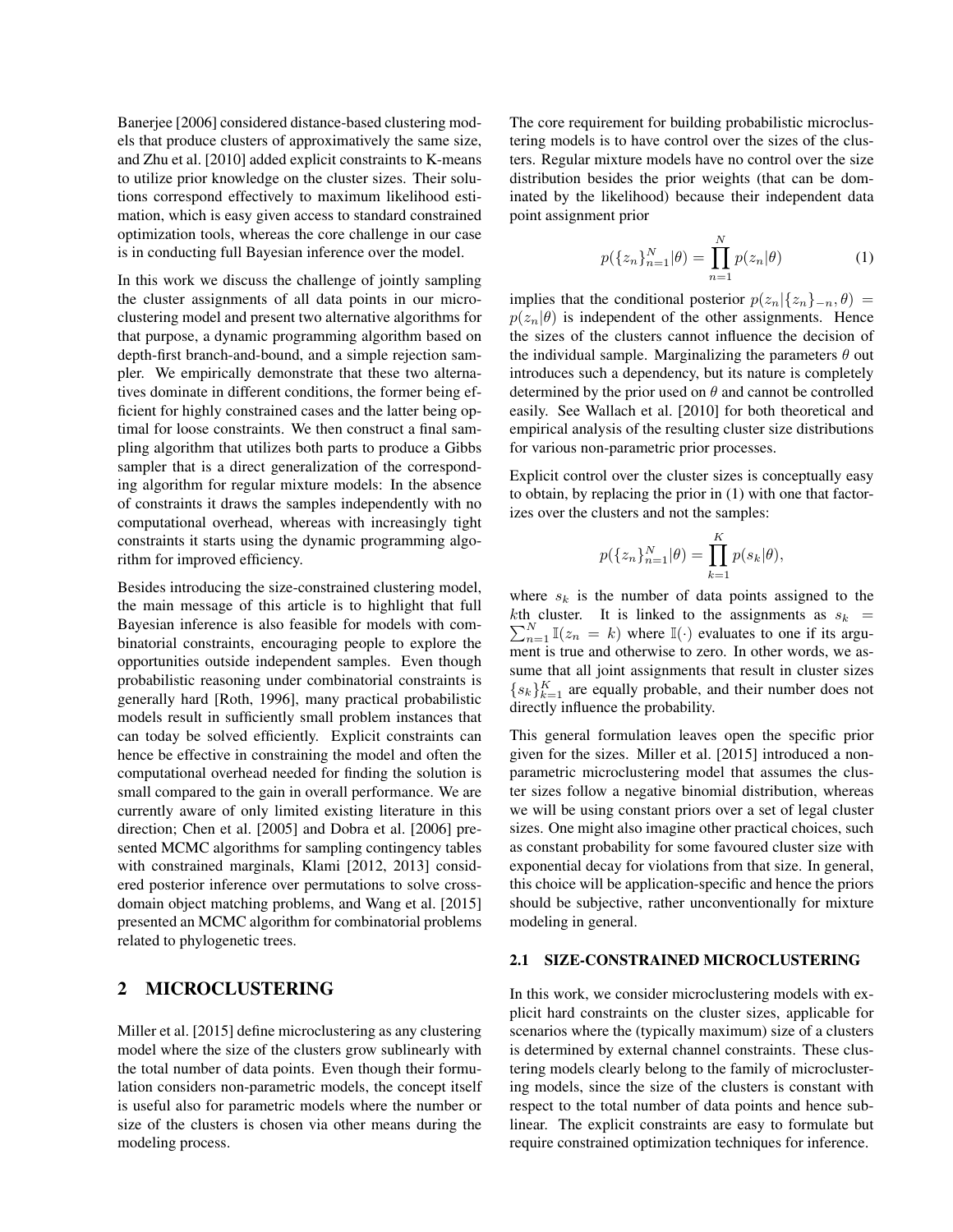Banerjee [2006] considered distance-based clustering models that produce clusters of approximatively the same size, and Zhu et al. [2010] added explicit constraints to K-means to utilize prior knowledge on the cluster sizes. Their solutions correspond effectively to maximum likelihood estimation, which is easy given access to standard constrained optimization tools, whereas the core challenge in our case is in conducting full Bayesian inference over the model.

In this work we discuss the challenge of jointly sampling the cluster assignments of all data points in our microclustering model and present two alternative algorithms for that purpose, a dynamic programming algorithm based on depth-first branch-and-bound, and a simple rejection sampler. We empirically demonstrate that these two alternatives dominate in different conditions, the former being efficient for highly constrained cases and the latter being optimal for loose constraints. We then construct a final sampling algorithm that utilizes both parts to produce a Gibbs sampler that is a direct generalization of the corresponding algorithm for regular mixture models: In the absence of constraints it draws the samples independently with no computational overhead, whereas with increasingly tight constraints it starts using the dynamic programming algorithm for improved efficiency.

Besides introducing the size-constrained clustering model, the main message of this article is to highlight that full Bayesian inference is also feasible for models with combinatorial constraints, encouraging people to explore the opportunities outside independent samples. Even though probabilistic reasoning under combinatorial constraints is generally hard [Roth, 1996], many practical probabilistic models result in sufficiently small problem instances that can today be solved efficiently. Explicit constraints can hence be effective in constraining the model and often the computational overhead needed for finding the solution is small compared to the gain in overall performance. We are currently aware of only limited existing literature in this direction; Chen et al. [2005] and Dobra et al. [2006] presented MCMC algorithms for sampling contingency tables with constrained marginals, Klami [2012, 2013] considered posterior inference over permutations to solve cross-domain object matching problems, and Wang et al. [2015] presented an MCMC algorithm for combinatorial problems related to phylogenetic trees.

## 2 MICROCLUSTERING

Miller et al. [2015] define microclustering as any clustering model where the size of the clusters grow sublinearly with the total number of data points. Even though their formulation considers non-parametric models, the concept itself is useful also for parametric models where the number or size of the clusters is chosen via other means during the modeling process.

The core requirement for building probabilistic microclustering models is to have control over the sizes of the clusters. Regular mixture models have no control over the size distribution besides the prior weights (that can be dominated by the likelihood) because their independent data point assignment prior

$$p(\{z_n\}_{n=1}^N|\theta) = \prod_{n=1}^N p(z_n|\theta) \tag{1}$$

implies that the conditional posterior $p(z_n|\{z_n\}_{-n}, \theta) = p(z_n|\theta)$ is independent of the other assignments. Hence the sizes of the clusters cannot influence the decision of the individual sample. Marginalizing the parameters $\theta$ out introduces such a dependency, but its nature is completely determined by the prior used on $\theta$ and cannot be controlled easily. See Wallach et al. [2010] for both theoretical and empirical analysis of the resulting cluster size distributions for various non-parametric prior processes.

Explicit control over the cluster sizes is conceptually easy to obtain, by replacing the prior in (1) with one that factorizes over the clusters and not the samples:

$$p(\{z_n\}_{n=1}^N|\theta) = \prod_{k=1}^K p(s_k|\theta),$$

where $s_k$ is the number of data points assigned to the $k$th cluster. It is linked to the assignments as $s_k = \sum_{n=1}^N \mathbb{I}(z_n = k)$ where $\mathbb{I}(\cdot)$ evaluates to one if its argument is true and otherwise to zero. In other words, we assume that all joint assignments that result in cluster sizes $\{s_k\}_{k=1}^K$ are equally probable, and their number does not directly influence the probability.

This general formulation leaves open the specific prior given for the sizes. Miller et al. [2015] introduced a non-parametric microclustering model that assumes the cluster sizes follow a negative binomial distribution, whereas we will be using constant priors over a set of legal cluster sizes. One might also imagine other practical choices, such as constant probability for some favoured cluster size with exponential decay for violations from that size. In general, this choice will be application-specific and hence the priors should be subjective, rather unconventionally for mixture modeling in general.

### 2.1 SIZE-CONSTRAINED MICROCLUSTERING

In this work, we consider microclustering models with explicit hard constraints on the cluster sizes, applicable for scenarios where the (typically maximum) size of a clusters is determined by external channel constraints. These clustering models clearly belong to the family of microclustering models, since the size of the clusters is constant with respect to the total number of data points and hence sublinear. The explicit constraints are easy to formulate but require constrained optimization techniques for inference.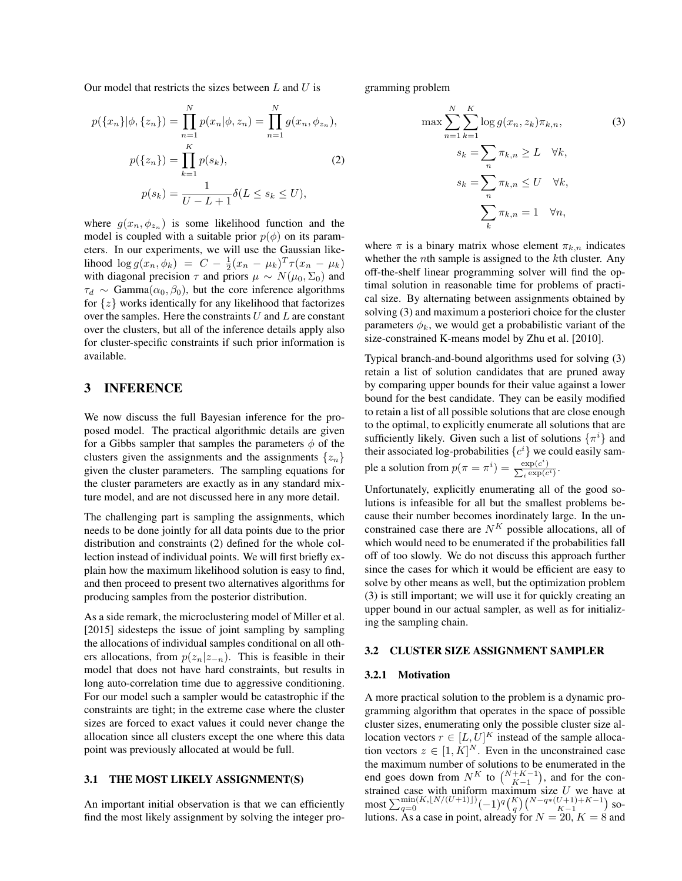Our model that restricts the sizes between $L$ and $U$ is

$$
\begin{aligned}
p(\{x_n\}|\phi, \{z_n\}) &= \prod_{n=1}^{N} p(x_n|\phi, z_n) = \prod_{n=1}^{N} g(x_n, \phi_{z_n}), \\
p(\{z_n\}) &= \prod_{k=1}^{K} p(s_k), \\
p(s_k) &= \frac{1}{U-L+1} \delta(L \leq s_k \leq U),
\end{aligned} \tag{2}
$$

where $g(x_n, \phi_{z_n})$ is some likelihood function and the model is coupled with a suitable prior $p(\phi)$ on its parameters. In our experiments, we will use the Gaussian likelihood $\log g(x_n, \phi_k) = C - \frac{1}{2}(x_n - \mu_k)^T \tau (x_n - \mu_k)$ with diagonal precision $\tau$ and priors $\mu \sim N(\mu_0, \Sigma_0)$ and $\tau_d \sim \text{Gamma}(\alpha_0, \beta_0)$, but the core inference algorithms for $\{z\}$ works identically for any likelihood that factorizes over the samples. Here the constraints $U$ and $L$ are constant over the clusters, but all of the inference details apply also for cluster-specific constraints if such prior information is available.

## 3 INFERENCE

We now discuss the full Bayesian inference for the proposed model. The practical algorithmic details are given for a Gibbs sampler that samples the parameters $\phi$ of the clusters given the assignments and the assignments $\{z_n\}$ given the cluster parameters. The sampling equations for the cluster parameters are exactly as in any standard mixture model, and are not discussed here in any more detail.

The challenging part is sampling the assignments, which needs to be done jointly for all data points due to the prior distribution and constraints (2) defined for the whole collection instead of individual points. We will first briefly explain how the maximum likelihood solution is easy to find, and then proceed to present two alternatives algorithms for producing samples from the posterior distribution.

As a side remark, the microclustering model of Miller et al. [2015] sidesteps the issue of joint sampling by sampling the allocations of individual samples conditional on all others allocations, from $p(z_n|z_{-n})$. This is feasible in their model that does not have hard constraints, but results in long auto-correlation time due to aggressive conditioning. For our model such a sampler would be catastrophic if the constraints are tight; in the extreme case where the cluster sizes are forced to exact values it could never change the allocation since all clusters except the one where this data point was previously allocated at would be full.

### 3.1 THE MOST LIKELY ASSIGNMENT(S)

An important initial observation is that we can efficiently find the most likely assignment by solving the integer programming problem

$$
\begin{aligned}
\max \sum_{n=1}^{N} \sum_{k=1}^{K} & \log g(x_n, z_k) \pi_{k,n}, \\
s_k = \sum_n & \pi_{k,n} \geq L \quad \forall k, \\
s_k = \sum_n & \pi_{k,n} \leq U \quad \forall k, \\
\sum_k & \pi_{k,n} = 1 \quad \forall n,
\end{aligned} \tag{3}
$$

where $\pi$ is a binary matrix whose element $\pi_{k,n}$ indicates whether the $n$th sample is assigned to the $k$th cluster. Any off-the-shelf linear programming solver will find the optimal solution in reasonable time for problems of practical size. By alternating between assignments obtained by solving (3) and maximum a posteriori choice for the cluster parameters $\phi_k$, we would get a probabilistic variant of the size-constrained K-means model by Zhu et al. [2010].

Typical branch-and-bound algorithms used for solving (3) retain a list of solution candidates that are pruned away by comparing upper bounds for their value against a lower bound for the best candidate. They can be easily modified to retain a list of all possible solutions that are close enough to the optimal, to explicitly enumerate all solutions that are sufficiently likely. Given such a list of solutions $\{\pi^i\}$ and their associated log-probabilities $\{c^i\}$ we could easily sample a solution from $p(\pi = \pi^i) = \frac{\exp(c^i)}{\sum_i \exp(c^i)}$.

Unfortunately, explicitly enumerating all of the good solutions is infeasible for all but the smallest problems because their number becomes inordinately large. In the unconstrained case there are $N^K$ possible allocations, all of which would need to be enumerated if the probabilities fall off of too slowly. We do not discuss this approach further since the cases for which it would be efficient are easy to solve by other means as well, but the optimization problem (3) is still important; we will use it for quickly creating an upper bound in our actual sampler, as well as for initializing the sampling chain.

### 3.2 CLUSTER SIZE ASSIGNMENT SAMPLER

#### 3.2.1 Motivation

A more practical solution to the problem is a dynamic programming algorithm that operates in the space of possible cluster sizes, enumerating only the possible cluster size allocation vectors $r \in [L, U]^K$ instead of the sample allocation vectors $z \in [1, K]^N$. Even in the unconstrained case the maximum number of solutions to be enumerated in the end goes down from $N^K$ to $\binom{N+K-1}{K-1}$, and for the constrained case with uniform maximum size $U$ we have at most $\sum_{q=0}^{\min(K, \lfloor N/(U+1) \rfloor)} (-1)^q \binom{K}{q} \binom{N-q*(U+1)+K-1}{K-1}$ solutions. As a case in point, already for $N = 20$, $K = 8$ and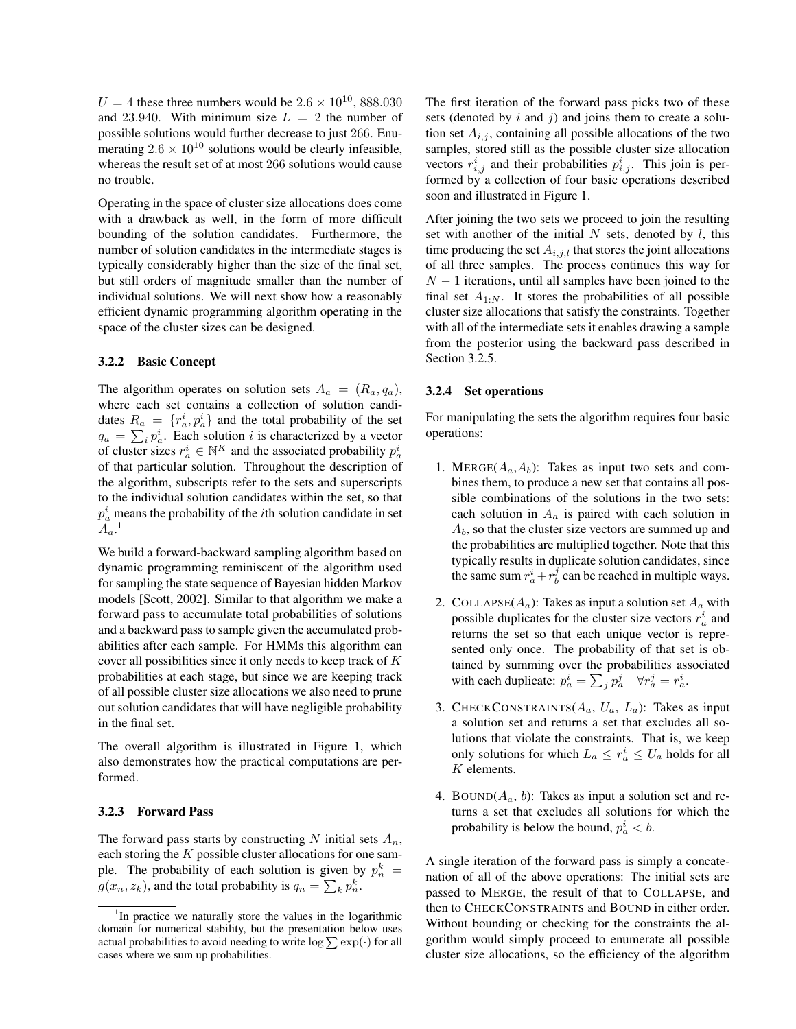$U = 4$ these three numbers would be $2.6 \times 10^{10}$, 888.030 and 23.940. With minimum size $L = 2$ the number of possible solutions would further decrease to just 266. Enumerating $2.6 \times 10^{10}$ solutions would be clearly infeasible, whereas the result set of at most 266 solutions would cause no trouble.

Operating in the space of cluster size allocations does come with a drawback as well, in the form of more difficult bounding of the solution candidates. Furthermore, the number of solution candidates in the intermediate stages is typically considerably higher than the size of the final set, but still orders of magnitude smaller than the number of individual solutions. We will next show how a reasonably efficient dynamic programming algorithm operating in the space of the cluster sizes can be designed.

### 3.2.2 Basic Concept

The algorithm operates on solution sets $A_a = (R_a, q_a)$, where each set contains a collection of solution candidates $R_a = \{r_a^i, p_a^i\}$ and the total probability of the set $q_a = \sum_i p_a^i$. Each solution $i$ is characterized by a vector of cluster sizes $r_a^i \in \mathbb{N}^K$ and the associated probability $p_a^i$ of that particular solution. Throughout the description of the algorithm, subscripts refer to the sets and superscripts to the individual solution candidates within the set, so that $p_a^i$ means the probability of the $i$th solution candidate in set $A_a$.[1]

We build a forward-backward sampling algorithm based on dynamic programming reminiscent of the algorithm used for sampling the state sequence of Bayesian hidden Markov models [Scott, 2002]. Similar to that algorithm we make a forward pass to accumulate total probabilities of solutions and a backward pass to sample given the accumulated probabilities after each sample. For HMMs this algorithm can cover all possibilities since it only needs to keep track of $K$ probabilities at each stage, but since we are keeping track of all possible cluster size allocations we also need to prune out solution candidates that will have negligible probability in the final set.

The overall algorithm is illustrated in Figure 1, which also demonstrates how the practical computations are performed.

### 3.2.3 Forward Pass

The forward pass starts by constructing $N$ initial sets $A_n$, each storing the $K$ possible cluster allocations for one sample. The probability of each solution is given by $p_n^k = g(x_n, z_k)$, and the total probability is $q_n = \sum_k p_n^k$.

The first iteration of the forward pass picks two of these sets (denoted by $i$ and $j$) and joins them to create a solution set $A_{i,j}$, containing all possible allocations of the two samples, stored still as the possible cluster size allocation vectors $r_{i,j}^i$ and their probabilities $p_{i,j}^i$. This join is performed by a collection of four basic operations described soon and illustrated in Figure 1.

After joining the two sets we proceed to join the resulting set with another of the initial $N$ sets, denoted by $l$, this time producing the set $A_{i,j,l}$ that stores the joint allocations of all three samples. The process continues this way for $N-1$ iterations, until all samples have been joined to the final set $A_{1:N}$. It stores the probabilities of all possible cluster size allocations that satisfy the constraints. Together with all of the intermediate sets it enables drawing a sample from the posterior using the backward pass described in Section 3.2.5.

### 3.2.4 Set operations

For manipulating the sets the algorithm requires four basic operations:

1. MERGE($A_a$,$A_b$): Takes as input two sets and combines them, to produce a new set that contains all possible combinations of the solutions in the two sets: each solution in $A_a$ is paired with each solution in $A_b$, so that the cluster size vectors are summed up and the probabilities are multiplied together. Note that this typically results in duplicate solution candidates, since the same sum $r_a^i + r_b^j$ can be reached in multiple ways.

2. COLLAPSE($A_a$): Takes as input a solution set $A_a$ with possible duplicates for the cluster size vectors $r_a^i$ and returns the set so that each unique vector is represented only once. The probability of that set is obtained by summing over the probabilities associated with each duplicate: $p_a^i = \sum_j p_a^j \quad \forall r_a^j = r_a^i$.

3. CHECKCONSTRAINTS($A_a$, $U_a$, $L_a$): Takes as input a solution set and returns a set that excludes all solutions that violate the constraints. That is, we keep only solutions for which $L_a \leq r_a^i \leq U_a$ holds for all $K$ elements.

4. BOUND($A_a$, $b$): Takes as input a solution set and returns a set that excludes all solutions for which the probability is below the bound, $p_a^i < b$.

A single iteration of the forward pass is simply a concatenation of all of the above operations: The initial sets are passed to MERGE, the result of that to COLLAPSE, and then to CHECKCONSTRAINTS and BOUND in either order. Without bounding or checking for the constraints the algorithm would simply proceed to enumerate all possible cluster size allocations, so the efficiency of the algorithm

[1] In practice we naturally store the values in the logarithmic domain for numerical stability, but the presentation below uses actual probabilities to avoid needing to write $\log \sum \exp(\cdot)$ for all cases where we sum up probabilities.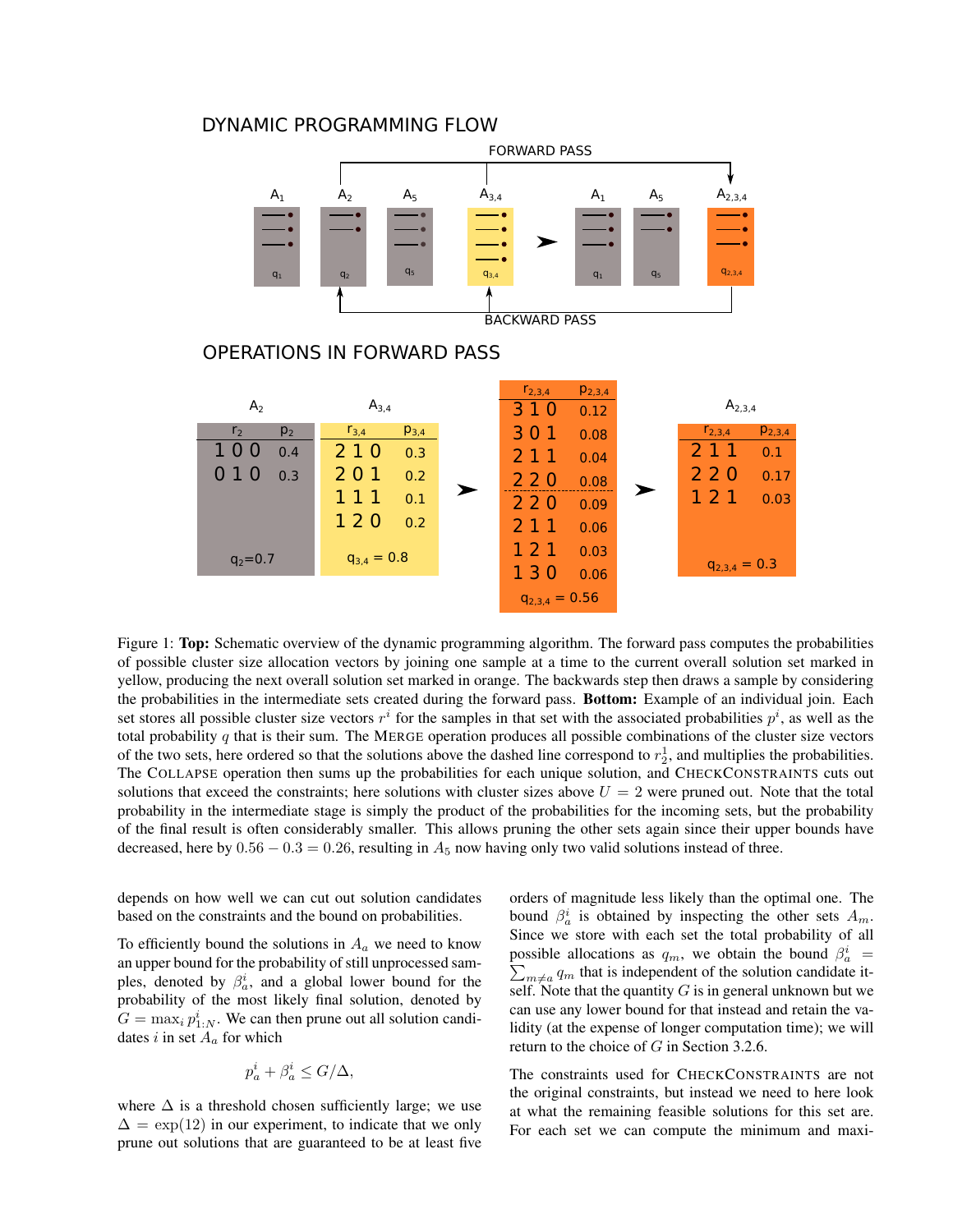DYNAMIC PROGRAMMING FLOW

OPERATIONS IN FORWARD PASS

Figure 1: **Top:** Schematic overview of the dynamic programming algorithm. The forward pass computes the probabilities of possible cluster size allocation vectors by joining one sample at a time to the current overall solution set marked in yellow, producing the next overall solution set marked in orange. The backwards step then draws a sample by considering the probabilities in the intermediate sets created during the forward pass. **Bottom:** Example of an individual join. Each set stores all possible cluster size vectors $r^i$ for the samples in that set with the associated probabilities $p^i$, as well as the total probability $q$ that is their sum. The MERGE operation produces all possible combinations of the cluster size vectors of the two sets, here ordered so that the solutions above the dashed line correspond to $r_2^1$, and multiplies the probabilities. The COLLAPSE operation then sums up the probabilities for each unique solution, and CHECKCONSTRAINTS cuts out solutions that exceed the constraints; here solutions with cluster sizes above $U = 2$ were pruned out. Note that the total probability in the intermediate stage is simply the product of the probabilities for the incoming sets, but the probability of the final result is often considerably smaller. This allows pruning the other sets again since their upper bounds have decreased, here by $0.56 - 0.3 = 0.26$, resulting in $A_5$ now having only two valid solutions instead of three.

depends on how well we can cut out solution candidates based on the constraints and the bound on probabilities.

To efficiently bound the solutions in $A_a$ we need to know an upper bound for the probability of still unprocessed samples, denoted by $\beta_a^i$, and a global lower bound for the probability of the most likely final solution, denoted by $G = \max_i p_{1:N}^i$. We can then prune out all solution candidates $i$ in set $A_a$ for which

$$p_a^i + \beta_a^i \leq G/\Delta,$$

where $\Delta$ is a threshold chosen sufficiently large; we use $\Delta = \exp(12)$ in our experiment, to indicate that we only prune out solutions that are guaranteed to be at least five orders of magnitude less likely than the optimal one. The bound $\beta_a^i$ is obtained by inspecting the other sets $A_m$. Since we store with each set the total probability of all possible allocations as $q_m$, we obtain the bound $\beta_a^i = \sum_{m \neq a} q_m$ that is independent of the solution candidate itself. Note that the quantity $G$ is in general unknown but we can use any lower bound for that instead and retain the validity (at the expense of longer computation time); we will return to the choice of $G$ in Section 3.2.6.

The constraints used for CHECKCONSTRAINTS are not the original constraints, but instead we need to here look at what the remaining feasible solutions for this set are. For each set we can compute the minimum and maxi-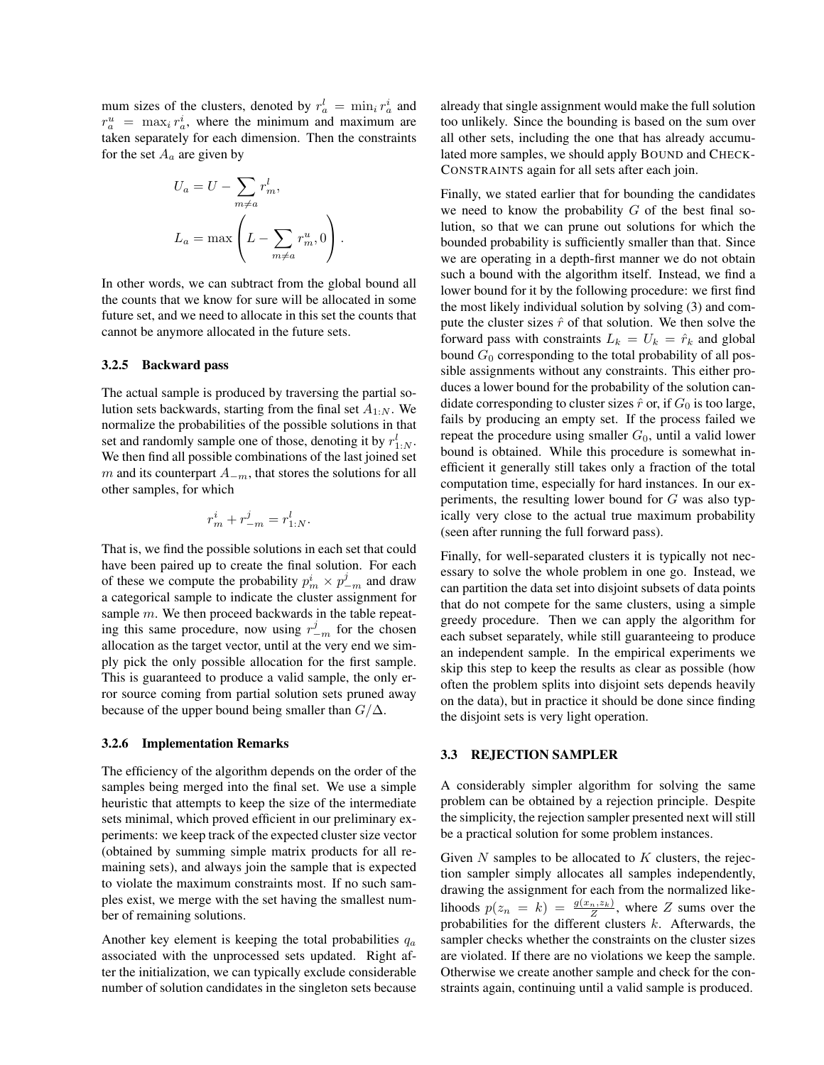mum sizes of the clusters, denoted by $r_a^l = \min_i r_a^i$ and $r_a^u = \max_i r_a^i$, where the minimum and maximum are taken separately for each dimension. Then the constraints for the set $A_a$ are given by

$$U_a = U - \sum_{m \neq a} r_m^l,$$

$$L_a = \max\left(L - \sum_{m \neq a} r_m^u, 0\right).$$

In other words, we can subtract from the global bound all the counts that we know for sure will be allocated in some future set, and we need to allocate in this set the counts that cannot be anymore allocated in the future sets.

#### 3.2.5 Backward pass

The actual sample is produced by traversing the partial solution sets backwards, starting from the final set $A_{1:N}$. We normalize the probabilities of the possible solutions in that set and randomly sample one of those, denoting it by $r_{1:N}^l$. We then find all possible combinations of the last joined set $m$ and its counterpart $A_{-m}$, that stores the solutions for all other samples, for which

$$r_m^i + r_{-m}^j = r_{1:N}^l.$$

That is, we find the possible solutions in each set that could have been paired up to create the final solution. For each of these we compute the probability $p_m^i \times p_{-m}^j$ and draw a categorical sample to indicate the cluster assignment for sample $m$. We then proceed backwards in the table repeating this same procedure, now using $r_{-m}^j$ for the chosen allocation as the target vector, until at the very end we simply pick the only possible allocation for the first sample. This is guaranteed to produce a valid sample, the only error source coming from partial solution sets pruned away because of the upper bound being smaller than $G/\Delta$.

#### 3.2.6 Implementation Remarks

The efficiency of the algorithm depends on the order of the samples being merged into the final set. We use a simple heuristic that attempts to keep the size of the intermediate sets minimal, which proved efficient in our preliminary experiments: we keep track of the expected cluster size vector (obtained by summing simple matrix products for all remaining sets), and always join the sample that is expected to violate the maximum constraints most. If no such samples exist, we merge with the set having the smallest number of remaining solutions.

Another key element is keeping the total probabilities $q_a$ associated with the unprocessed sets updated. Right after the initialization, we can typically exclude considerable number of solution candidates in the singleton sets because already that single assignment would make the full solution too unlikely. Since the bounding is based on the sum over all other sets, including the one that has already accumulated more samples, we should apply BOUND and CHECK-CONSTRAINTS again for all sets after each join.

Finally, we stated earlier that for bounding the candidates we need to know the probability $G$ of the best final solution, so that we can prune out solutions for which the bounded probability is sufficiently smaller than that. Since we are operating in a depth-first manner we do not obtain such a bound with the algorithm itself. Instead, we find a lower bound for it by the following procedure: we first find the most likely individual solution by solving (3) and compute the cluster sizes $\hat{r}$ of that solution. We then solve the forward pass with constraints $L_k = U_k = \hat{r}_k$ and global bound $G_0$ corresponding to the total probability of all possible assignments without any constraints. This either produces a lower bound for the probability of the solution candidate corresponding to cluster sizes $\hat{r}$ or, if $G_0$ is too large, fails by producing an empty set. If the process failed we repeat the procedure using smaller $G_0$, until a valid lower bound is obtained. While this procedure is somewhat inefficient it generally still takes only a fraction of the total computation time, especially for hard instances. In our experiments, the resulting lower bound for $G$ was also typically very close to the actual true maximum probability (seen after running the full forward pass).

Finally, for well-separated clusters it is typically not necessary to solve the whole problem in one go. Instead, we can partition the data set into disjoint subsets of data points that do not compete for the same clusters, using a simple greedy procedure. Then we can apply the algorithm for each subset separately, while still guaranteeing to produce an independent sample. In the empirical experiments we skip this step to keep the results as clear as possible (how often the problem splits into disjoint sets depends heavily on the data), but in practice it should be done since finding the disjoint sets is very light operation.

### 3.3 REJECTION SAMPLER

A considerably simpler algorithm for solving the same problem can be obtained by a rejection principle. Despite the simplicity, the rejection sampler presented next will still be a practical solution for some problem instances.

Given $N$ samples to be allocated to $K$ clusters, the rejection sampler simply allocates all samples independently, drawing the assignment for each from the normalized likelihoods $p(z_n = k) = \frac{g(x_n, z_k)}{Z}$, where $Z$ sums over the probabilities for the different clusters $k$. Afterwards, the sampler checks whether the constraints on the cluster sizes are violated. If there are no violations we keep the sample. Otherwise we create another sample and check for the constraints again, continuing until a valid sample is produced.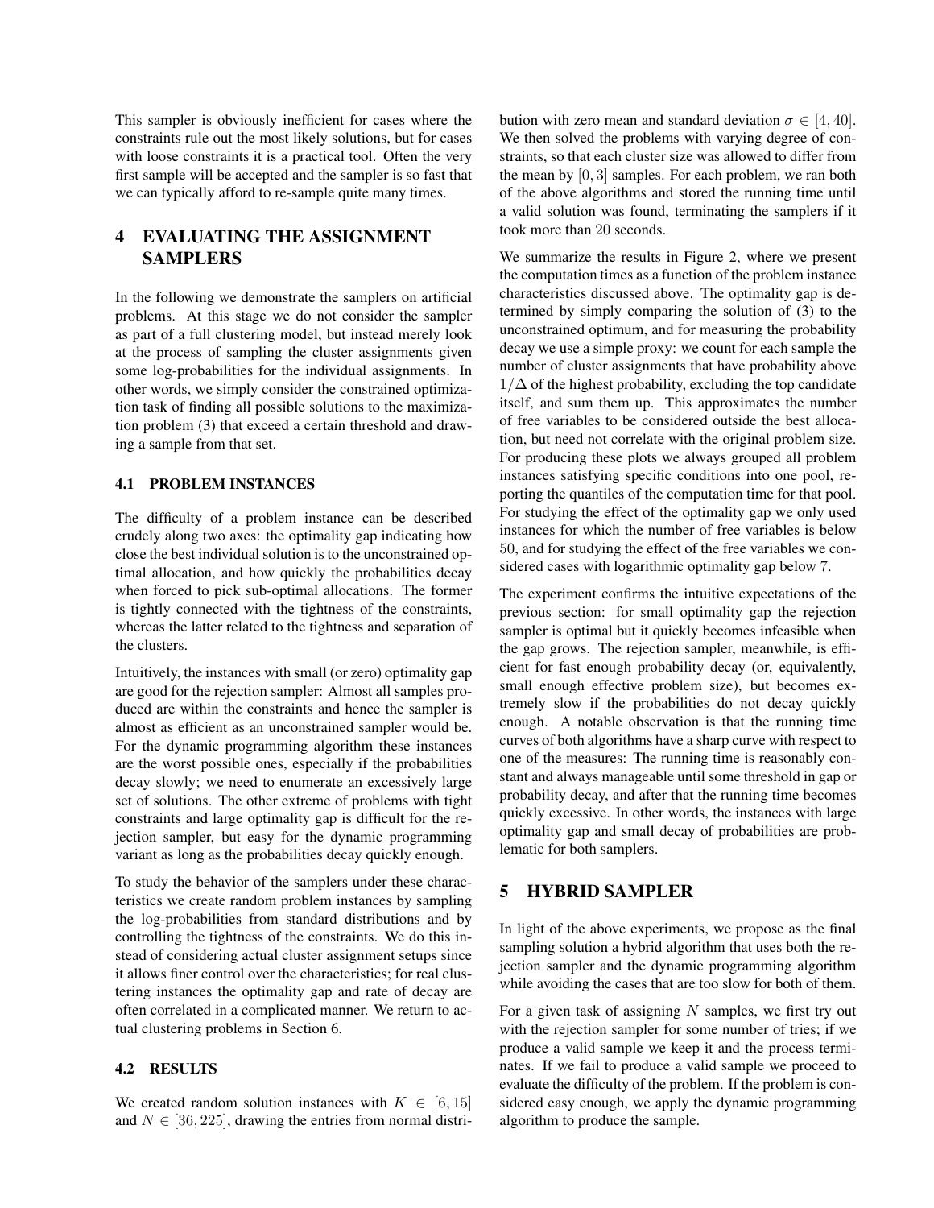This sampler is obviously inefficient for cases where the constraints rule out the most likely solutions, but for cases with loose constraints it is a practical tool. Often the very first sample will be accepted and the sampler is so fast that we can typically afford to re-sample quite many times.

# 4 EVALUATING THE ASSIGNMENT SAMPLERS

In the following we demonstrate the samplers on artificial problems. At this stage we do not consider the sampler as part of a full clustering model, but instead merely look at the process of sampling the cluster assignments given some log-probabilities for the individual assignments. In other words, we simply consider the constrained optimization task of finding all possible solutions to the maximization problem (3) that exceed a certain threshold and drawing a sample from that set.

## 4.1 PROBLEM INSTANCES

The difficulty of a problem instance can be described crudely along two axes: the optimality gap indicating how close the best individual solution is to the unconstrained optimal allocation, and how quickly the probabilities decay when forced to pick sub-optimal allocations. The former is tightly connected with the tightness of the constraints, whereas the latter related to the tightness and separation of the clusters.

Intuitively, the instances with small (or zero) optimality gap are good for the rejection sampler: Almost all samples produced are within the constraints and hence the sampler is almost as efficient as an unconstrained sampler would be. For the dynamic programming algorithm these instances are the worst possible ones, especially if the probabilities decay slowly; we need to enumerate an excessively large set of solutions. The other extreme of problems with tight constraints and large optimality gap is difficult for the rejection sampler, but easy for the dynamic programming variant as long as the probabilities decay quickly enough.

To study the behavior of the samplers under these characteristics we create random problem instances by sampling the log-probabilities from standard distributions and by controlling the tightness of the constraints. We do this instead of considering actual cluster assignment setups since it allows finer control over the characteristics; for real clustering instances the optimality gap and rate of decay are often correlated in a complicated manner. We return to actual clustering problems in Section 6.

## 4.2 RESULTS

We created random solution instances with $K \in [6, 15]$ and $N \in [36, 225]$, drawing the entries from normal distribution with zero mean and standard deviation $\sigma \in [4, 40]$. We then solved the problems with varying degree of constraints, so that each cluster size was allowed to differ from the mean by $[0, 3]$ samples. For each problem, we ran both of the above algorithms and stored the running time until a valid solution was found, terminating the samplers if it took more than 20 seconds.

We summarize the results in Figure 2, where we present the computation times as a function of the problem instance characteristics discussed above. The optimality gap is determined by simply comparing the solution of (3) to the unconstrained optimum, and for measuring the probability decay we use a simple proxy: we count for each sample the number of cluster assignments that have probability above $1/\Delta$ of the highest probability, excluding the top candidate itself, and sum them up. This approximates the number of free variables to be considered outside the best allocation, but need not correlate with the original problem size. For producing these plots we always grouped all problem instances satisfying specific conditions into one pool, reporting the quantiles of the computation time for that pool. For studying the effect of the optimality gap we only used instances for which the number of free variables is below 50, and for studying the effect of the free variables we considered cases with logarithmic optimality gap below 7.

The experiment confirms the intuitive expectations of the previous section: for small optimality gap the rejection sampler is optimal but it quickly becomes infeasible when the gap grows. The rejection sampler, meanwhile, is efficient for fast enough probability decay (or, equivalently, small enough effective problem size), but becomes extremely slow if the probabilities do not decay quickly enough. A notable observation is that the running time curves of both algorithms have a sharp curve with respect to one of the measures: The running time is reasonably constant and always manageable until some threshold in gap or probability decay, and after that the running time becomes quickly excessive. In other words, the instances with large optimality gap and small decay of probabilities are problematic for both samplers.

# 5 HYBRID SAMPLER

In light of the above experiments, we propose as the final sampling solution a hybrid algorithm that uses both the rejection sampler and the dynamic programming algorithm while avoiding the cases that are too slow for both of them.

For a given task of assigning $N$ samples, we first try out with the rejection sampler for some number of tries; if we produce a valid sample we keep it and the process terminates. If we fail to produce a valid sample we proceed to evaluate the difficulty of the problem. If the problem is considered easy enough, we apply the dynamic programming algorithm to produce the sample.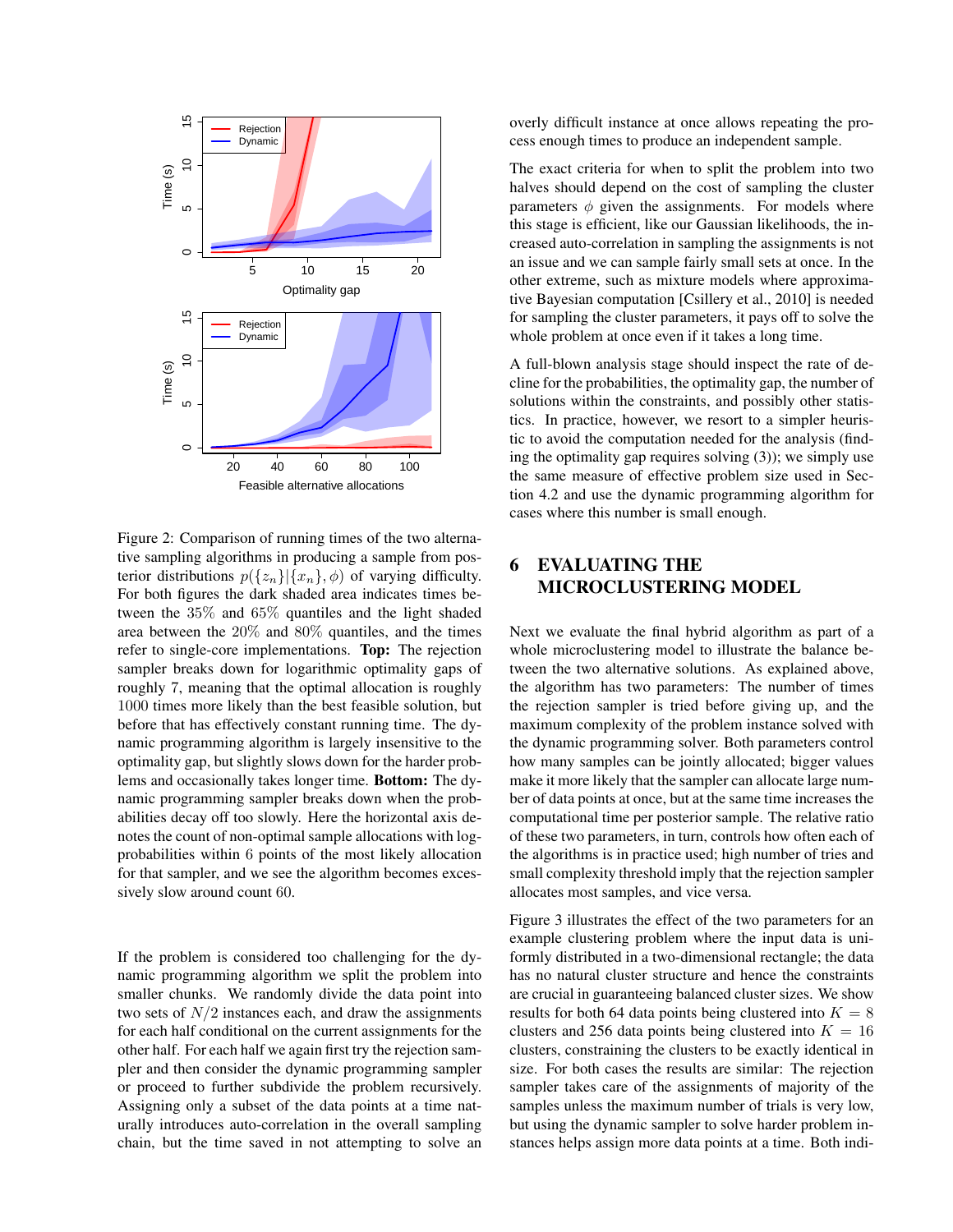Figure 2: Comparison of running times of the two alternative sampling algorithms in producing a sample from posterior distributions $p(\{z_n\}|\{x_n\}, \phi)$ of varying difficulty. For both figures the dark shaded area indicates times between the 35% and 65% quantiles and the light shaded area between the 20% and 80% quantiles, and the times refer to single-core implementations. **Top:** The rejection sampler breaks down for logarithmic optimality gaps of roughly 7, meaning that the optimal allocation is roughly 1000 times more likely than the best feasible solution, but before that has effectively constant running time. The dynamic programming algorithm is largely insensitive to the optimality gap, but slightly slows down for the harder problems and occasionally takes longer time. **Bottom:** The dynamic programming sampler breaks down when the probabilities decay off too slowly. Here the horizontal axis denotes the count of non-optimal sample allocations with log-probabilities within 6 points of the most likely allocation for that sampler, and we see the algorithm becomes excessively slow around count 60.

If the problem is considered too challenging for the dynamic programming algorithm we split the problem into smaller chunks. We randomly divide the data point into two sets of $N/2$ instances each, and draw the assignments for each half conditional on the current assignments for the other half. For each half we again first try the rejection sampler and then consider the dynamic programming sampler or proceed to further subdivide the problem recursively. Assigning only a subset of the data points at a time naturally introduces auto-correlation in the overall sampling chain, but the time saved in not attempting to solve an overly difficult instance at once allows repeating the process enough times to produce an independent sample.

The exact criteria for when to split the problem into two halves should depend on the cost of sampling the cluster parameters $\phi$ given the assignments. For models where this stage is efficient, like our Gaussian likelihoods, the increased auto-correlation in sampling the assignments is not an issue and we can sample fairly small sets at once. In the other extreme, such as mixture models where approximative Bayesian computation [Csillery et al., 2010] is needed for sampling the cluster parameters, it pays off to solve the whole problem at once even if it takes a long time.

A full-blown analysis stage should inspect the rate of decline for the probabilities, the optimality gap, the number of solutions within the constraints, and possibly other statistics. In practice, however, we resort to a simpler heuristic to avoid the computation needed for the analysis (finding the optimality gap requires solving (3)); we simply use the same measure of effective problem size used in Section 4.2 and use the dynamic programming algorithm for cases where this number is small enough.

# 6 EVALUATING THE MICROCLUSTERING MODEL

Next we evaluate the final hybrid algorithm as part of a whole microclustering model to illustrate the balance between the two alternative solutions. As explained above, the algorithm has two parameters: The number of times the rejection sampler is tried before giving up, and the maximum complexity of the problem instance solved with the dynamic programming solver. Both parameters control how many samples can be jointly allocated; bigger values make it more likely that the sampler can allocate large number of data points at once, but at the same time increases the computational time per posterior sample. The relative ratio of these two parameters, in turn, controls how often each of the algorithms is in practice used; high number of tries and small complexity threshold imply that the rejection sampler allocates most samples, and vice versa.

Figure 3 illustrates the effect of the two parameters for an example clustering problem where the input data is uniformly distributed in a two-dimensional rectangle; the data has no natural cluster structure and hence the constraints are crucial in guaranteeing balanced cluster sizes. We show results for both 64 data points being clustered into $K = 8$ clusters and 256 data points being clustered into $K = 16$ clusters, constraining the clusters to be exactly identical in size. For both cases the results are similar: The rejection sampler takes care of the assignments of majority of the samples unless the maximum number of trials is very low, but using the dynamic sampler to solve harder problem instances helps assign more data points at a time. Both indi-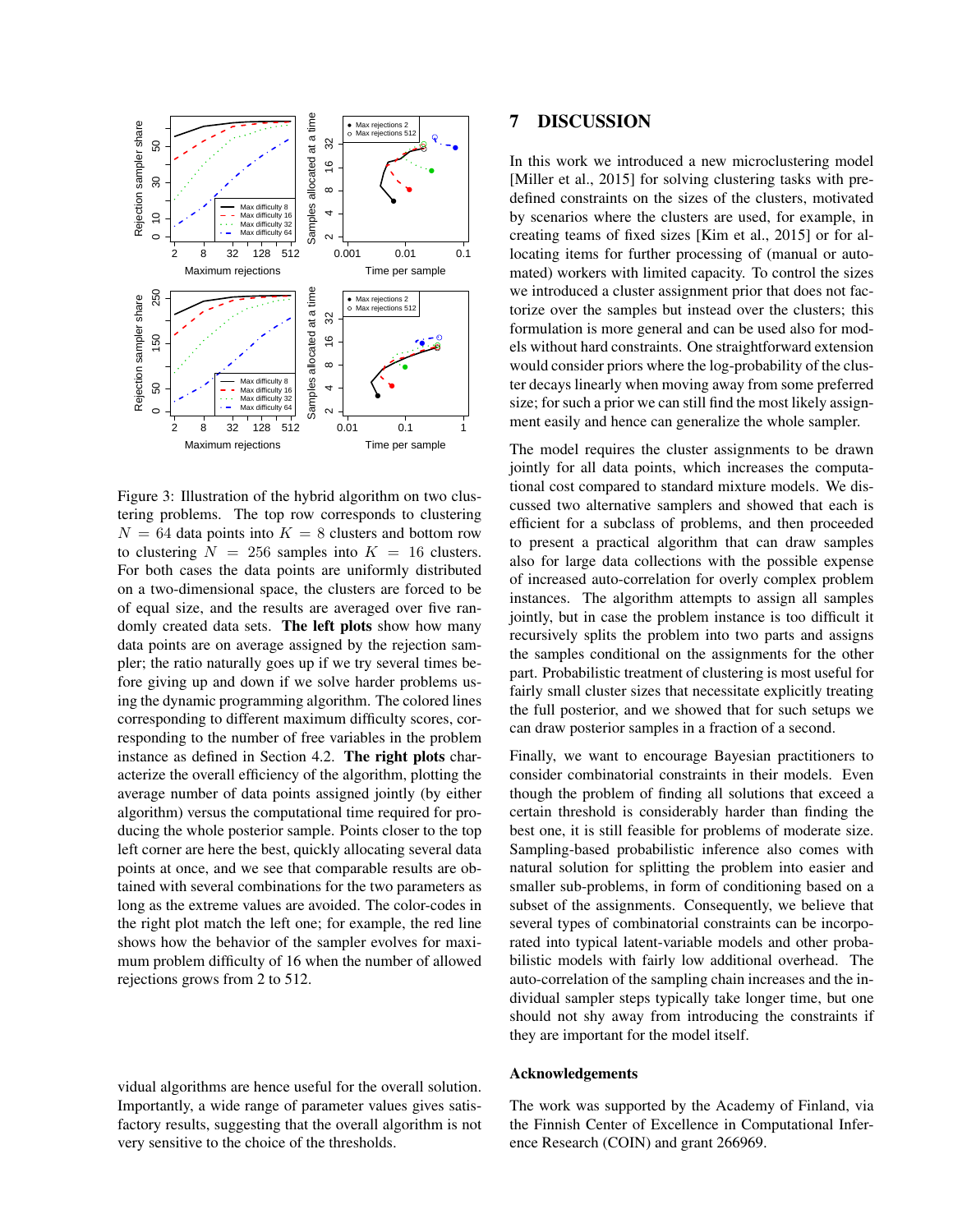Figure 3: Illustration of the hybrid algorithm on two clustering problems. The top row corresponds to clustering $N = 64$ data points into $K = 8$ clusters and bottom row to clustering $N = 256$ samples into $K = 16$ clusters. For both cases the data points are uniformly distributed on a two-dimensional space, the clusters are forced to be of equal size, and the results are averaged over five randomly created data sets. **The left plots** show how many data points are on average assigned by the rejection sampler; the ratio naturally goes up if we try several times before giving up and down if we solve harder problems using the dynamic programming algorithm. The colored lines corresponding to different maximum difficulty scores, corresponding to the number of free variables in the problem instance as defined in Section 4.2. **The right plots** characterize the overall efficiency of the algorithm, plotting the average number of data points assigned jointly (by either algorithm) versus the computational time required for producing the whole posterior sample. Points closer to the top left corner are here the best, quickly allocating several data points at once, and we see that comparable results are obtained with several combinations for the two parameters as long as the extreme values are avoided. The color-codes in the right plot match the left one; for example, the red line shows how the behavior of the sampler evolves for maximum problem difficulty of 16 when the number of allowed rejections grows from 2 to 512.

vidual algorithms are hence useful for the overall solution. Importantly, a wide range of parameter values gives satisfactory results, suggesting that the overall algorithm is not very sensitive to the choice of the thresholds.

# 7 DISCUSSION

In this work we introduced a new microclustering model [Miller et al., 2015] for solving clustering tasks with predefined constraints on the sizes of the clusters, motivated by scenarios where the clusters are used, for example, in creating teams of fixed sizes [Kim et al., 2015] or for allocating items for further processing of (manual or automated) workers with limited capacity. To control the sizes we introduced a cluster assignment prior that does not factorize over the samples but instead over the clusters; this formulation is more general and can be used also for models without hard constraints. One straightforward extension would consider priors where the log-probability of the cluster decays linearly when moving away from some preferred size; for such a prior we can still find the most likely assignment easily and hence can generalize the whole sampler.

The model requires the cluster assignments to be drawn jointly for all data points, which increases the computational cost compared to standard mixture models. We discussed two alternative samplers and showed that each is efficient for a subclass of problems, and then proceeded to present a practical algorithm that can draw samples also for large data collections with the possible expense of increased auto-correlation for overly complex problem instances. The algorithm attempts to assign all samples jointly, but in case the problem instance is too difficult it recursively splits the problem into two parts and assigns the samples conditional on the assignments for the other part. Probabilistic treatment of clustering is most useful for fairly small cluster sizes that necessitate explicitly treating the full posterior, and we showed that for such setups we can draw posterior samples in a fraction of a second.

Finally, we want to encourage Bayesian practitioners to consider combinatorial constraints in their models. Even though the problem of finding all solutions that exceed a certain threshold is considerably harder than finding the best one, it is still feasible for problems of moderate size. Sampling-based probabilistic inference also comes with natural solution for splitting the problem into easier and smaller sub-problems, in form of conditioning based on a subset of the assignments. Consequently, we believe that several types of combinatorial constraints can be incorporated into typical latent-variable models and other probabilistic models with fairly low additional overhead. The auto-correlation of the sampling chain increases and the individual sampler steps typically take longer time, but one should not shy away from introducing the constraints if they are important for the model itself.

### Acknowledgements

The work was supported by the Academy of Finland, via the Finnish Center of Excellence in Computational Inference Research (COIN) and grant 266969.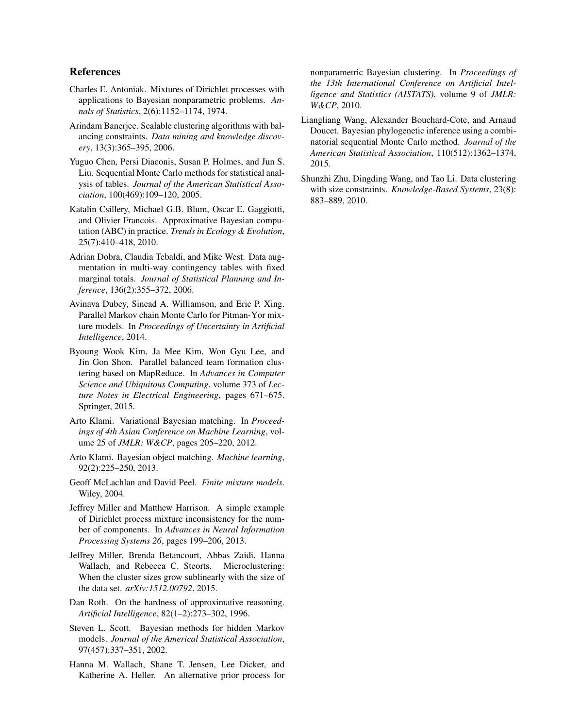## References

Charles E. Antoniak. Mixtures of Dirichlet processes with applications to Bayesian nonparametric problems. *Annals of Statistics*, 2(6):1152–1174, 1974.

Arindam Banerjee. Scalable clustering algorithms with balancing constraints. *Data mining and knowledge discovery*, 13(3):365–395, 2006.

Yuguo Chen, Persi Diaconis, Susan P. Holmes, and Jun S. Liu. Sequential Monte Carlo methods for statistical analysis of tables. *Journal of the American Statistical Association*, 100(469):109–120, 2005.

Katalin Csillery, Michael G.B. Blum, Oscar E. Gaggiotti, and Olivier Francois. Approximative Bayesian computation (ABC) in practice. *Trends in Ecology & Evolution*, 25(7):410–418, 2010.

Adrian Dobra, Claudia Tebaldi, and Mike West. Data augmentation in multi-way contingency tables with fixed marginal totals. *Journal of Statistical Planning and Inference*, 136(2):355–372, 2006.

Avinava Dubey, Sinead A. Williamson, and Eric P. Xing. Parallel Markov chain Monte Carlo for Pitman-Yor mixture models. In *Proceedings of Uncertainty in Artificial Intelligence*, 2014.

Byoung Wook Kim, Ja Mee Kim, Won Gyu Lee, and Jin Gon Shon. Parallel balanced team formation clustering based on MapReduce. In *Advances in Computer Science and Ubiquitous Computing*, volume 373 of *Lecture Notes in Electrical Engineering*, pages 671–675. Springer, 2015.

Arto Klami. Variational Bayesian matching. In *Proceedings of 4th Asian Conference on Machine Learning*, volume 25 of *JMLR: W&CP*, pages 205–220, 2012.

Arto Klami. Bayesian object matching. *Machine learning*, 92(2):225–250, 2013.

Geoff McLachlan and David Peel. *Finite mixture models*. Wiley, 2004.

Jeffrey Miller and Matthew Harrison. A simple example of Dirichlet process mixture inconsistency for the number of components. In *Advances in Neural Information Processing Systems 26*, pages 199–206, 2013.

Jeffrey Miller, Brenda Betancourt, Abbas Zaidi, Hanna Wallach, and Rebecca C. Steorts. Microclustering: When the cluster sizes grow sublinearly with the size of the data set. *arXiv:1512.00792*, 2015.

Dan Roth. On the hardness of approximative reasoning. *Artificial Intelligence*, 82(1–2):273–302, 1996.

Steven L. Scott. Bayesian methods for hidden Markov models. *Journal of the Americal Statistical Association*, 97(457):337–351, 2002.

Hanna M. Wallach, Shane T. Jensen, Lee Dicker, and Katherine A. Heller. An alternative prior process for nonparametric Bayesian clustering. In *Proceedings of the 13th International Conference on Artificial Intelligence and Statistics (AISTATS)*, volume 9 of *JMLR: W&CP*, 2010.

Liangliang Wang, Alexander Bouchard-Cote, and Arnaud Doucet. Bayesian phylogenetic inference using a combinatorial sequential Monte Carlo method. *Journal of the American Statistical Association*, 110(512):1362–1374, 2015.

Shunzhi Zhu, Dingding Wang, and Tao Li. Data clustering with size constraints. *Knowledge-Based Systems*, 23(8): 883–889, 2010.